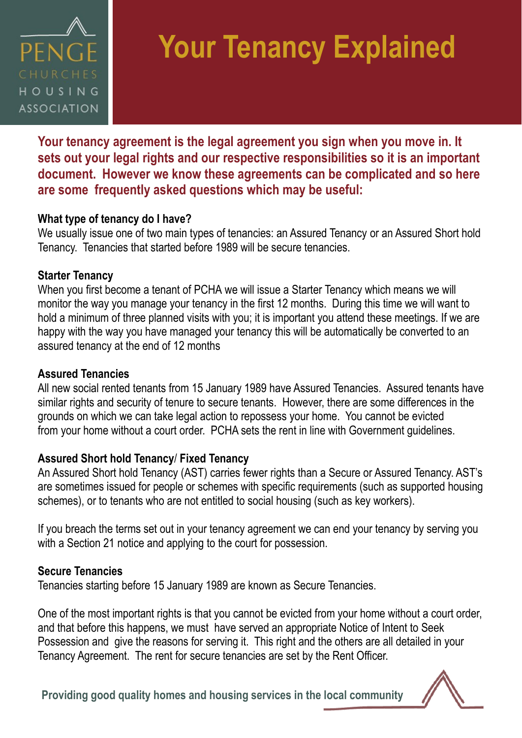PENGE CHURCHES HOUSING ASSOCIATION

# Your Tenancy Explained

**Your tenancy agreement is the legal agreement you sign when you move in. It sets out your legal rights and our respective responsibilities so it is an important document. However we know these agreements can be complicated and so here are some frequently asked questions which may be useful:**

**What type of tenancy do I have?**
We usually issue one of two main types of tenancies: an Assured Tenancy or an Assured Short hold Tenancy. Tenancies that started before 1989 will be secure tenancies.

**Starter Tenancy**
When you first become a tenant of PCHA we will issue a Starter Tenancy which means we will monitor the way you manage your tenancy in the first 12 months. During this time we will want to hold a minimum of three planned visits with you; it is important you attend these meetings. If we are happy with the way you have managed your tenancy this will be automatically be converted to an assured tenancy at the end of 12 months

**Assured Tenancies**
All new social rented tenants from 15 January 1989 have Assured Tenancies. Assured tenants have similar rights and security of tenure to secure tenants. However, there are some differences in the grounds on which we can take legal action to repossess your home. You cannot be evicted from your home without a court order. PCHA sets the rent in line with Government guidelines.

**Assured Short hold Tenancy/ Fixed Tenancy**
An Assured Short hold Tenancy (AST) carries fewer rights than a Secure or Assured Tenancy. AST's are sometimes issued for people or schemes with specific requirements (such as supported housing schemes), or to tenants who are not entitled to social housing (such as key workers).

If you breach the terms set out in your tenancy agreement we can end your tenancy by serving you with a Section 21 notice and applying to the court for possession.

**Secure Tenancies**
Tenancies starting before 15 January 1989 are known as Secure Tenancies.

One of the most important rights is that you cannot be evicted from your home without a court order, and that before this happens, we must have served an appropriate Notice of Intent to Seek Possession and give the reasons for serving it. This right and the others are all detailed in your Tenancy Agreement. The rent for secure tenancies are set by the Rent Officer.

**Providing good quality homes and housing services in the local community**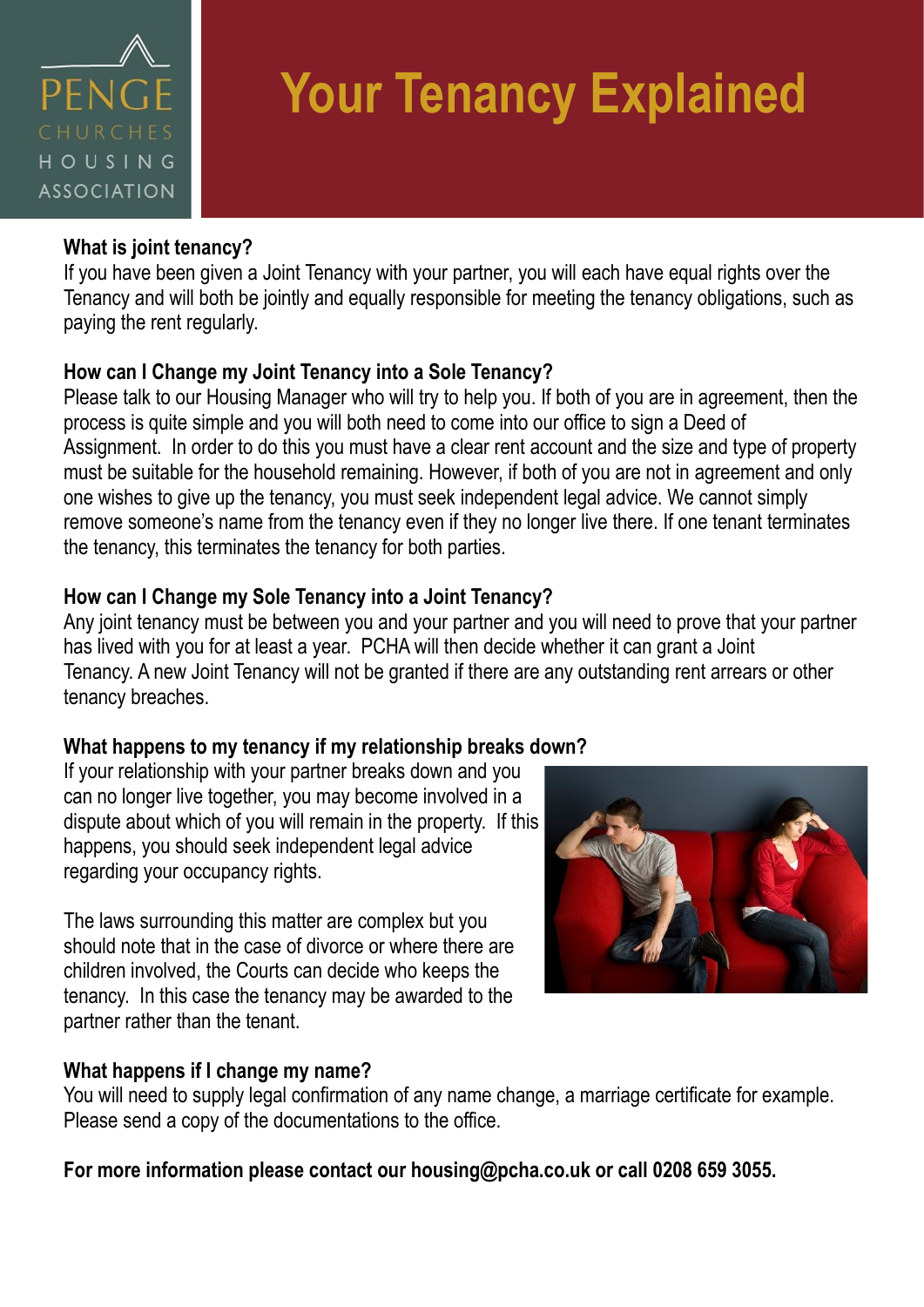PENGE CHURCHES HOUSING ASSOCIATION

# Your Tenancy Explained

**What is joint tenancy?**

If you have been given a Joint Tenancy with your partner, you will each have equal rights over the Tenancy and will both be jointly and equally responsible for meeting the tenancy obligations, such as paying the rent regularly.

**How can I Change my Joint Tenancy into a Sole Tenancy?**

Please talk to our Housing Manager who will try to help you. If both of you are in agreement, then the process is quite simple and you will both need to come into our office to sign a Deed of Assignment. In order to do this you must have a clear rent account and the size and type of property must be suitable for the household remaining. However, if both of you are not in agreement and only one wishes to give up the tenancy, you must seek independent legal advice. We cannot simply remove someone's name from the tenancy even if they no longer live there. If one tenant terminates the tenancy, this terminates the tenancy for both parties.

**How can I Change my Sole Tenancy into a Joint Tenancy?**

Any joint tenancy must be between you and your partner and you will need to prove that your partner has lived with you for at least a year. PCHA will then decide whether it can grant a Joint Tenancy. A new Joint Tenancy will not be granted if there are any outstanding rent arrears or other tenancy breaches.

**What happens to my tenancy if my relationship breaks down?**

If your relationship with your partner breaks down and you can no longer live together, you may become involved in a dispute about which of you will remain in the property. If this happens, you should seek independent legal advice regarding your occupancy rights.

The laws surrounding this matter are complex but you should note that in the case of divorce or where there are children involved, the Courts can decide who keeps the tenancy. In this case the tenancy may be awarded to the partner rather than the tenant.

**What happens if I change my name?**

You will need to supply legal confirmation of any name change, a marriage certificate for example. Please send a copy of the documentations to the office.

**For more information please contact our housing@pcha.co.uk or call 0208 659 3055.**